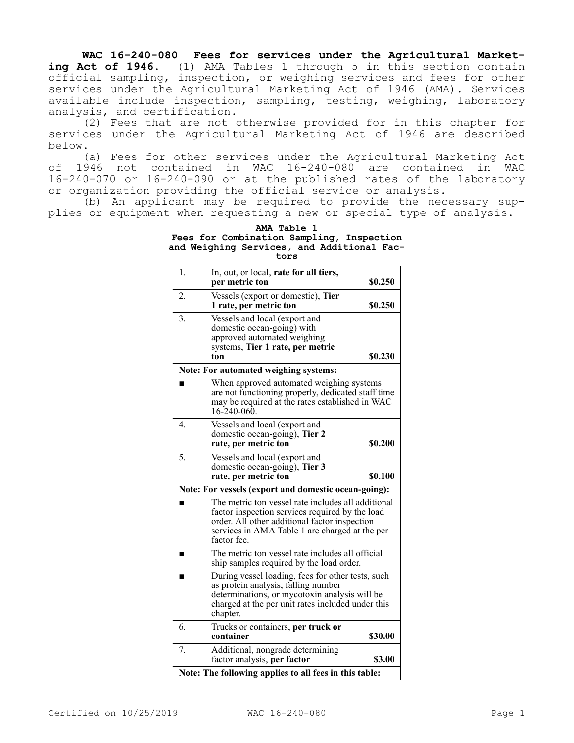**WAC 16-240-080 Fees for services under the Agricultural Marketing Act of 1946.** (1) AMA Tables 1 through 5 in this section contain official sampling, inspection, or weighing services and fees for other services under the Agricultural Marketing Act of 1946 (AMA). Services available include inspection, sampling, testing, weighing, laboratory analysis, and certification.

(2) Fees that are not otherwise provided for in this chapter for services under the Agricultural Marketing Act of 1946 are described below.

(a) Fees for other services under the Agricultural Marketing Act of 1946 not contained in WAC 16-240-080 are contained in WAC 16-240-070 or 16-240-090 or at the published rates of the laboratory or organization providing the official service or analysis.

(b) An applicant may be required to provide the necessary supplies or equipment when requesting a new or special type of analysis.

**AMA Table 1**
**Fees for Combination Sampling, Inspection and Weighing Services, and Additional Factors**

| | | |
|---|---|---|
| 1. | In, out, or local, **rate for all tiers, per metric ton** | **$0.250** |
| 2. | Vessels (export or domestic), **Tier 1 rate, per metric ton** | **$0.250** |
| 3. | Vessels and local (export and domestic ocean-going) with approved automated weighing systems, **Tier 1 rate, per metric ton** | **$0.230** |
| **Note: For automated weighing systems:** | | |
| ■ | When approved automated weighing systems are not functioning properly, dedicated staff time may be required at the rates established in WAC 16-240-060. | |
| 4. | Vessels and local (export and domestic ocean-going), **Tier 2 rate, per metric ton** | **$0.200** |
| 5. | Vessels and local (export and domestic ocean-going), **Tier 3 rate, per metric ton** | **$0.100** |
| **Note: For vessels (export and domestic ocean-going):** | | |
| ■ | The metric ton vessel rate includes all additional factor inspection services required by the load order. All other additional factor inspection services in AMA Table 1 are charged at the per factor fee. | |
| ■ | The metric ton vessel rate includes all official ship samples required by the load order. | |
| ■ | During vessel loading, fees for other tests, such as protein analysis, falling number determinations, or mycotoxin analysis will be charged at the per unit rates included under this chapter. | |
| 6. | Trucks or containers, **per truck or container** | **$30.00** |
| 7. | Additional, nongrade determining factor analysis, **per factor** | **$3.00** |
| **Note: The following applies to all fees in this table:** | | |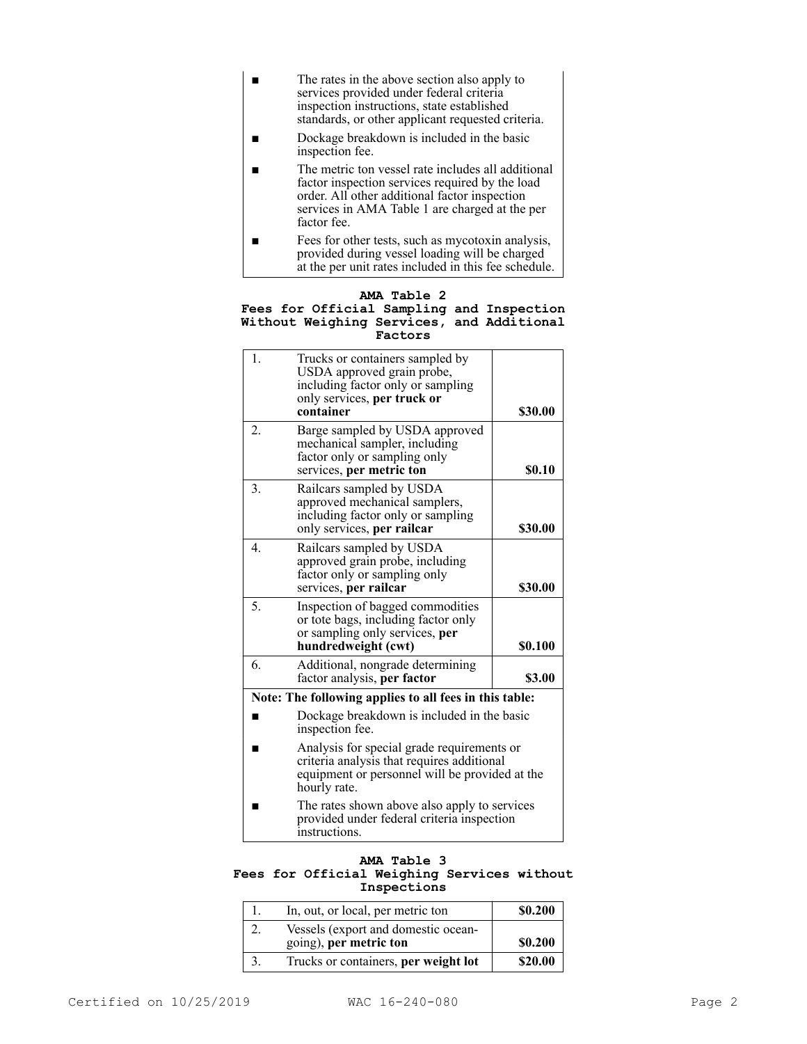- The rates in the above section also apply to services provided under federal criteria inspection instructions, state established standards, or other applicant requested criteria.
- Dockage breakdown is included in the basic inspection fee.
- The metric ton vessel rate includes all additional factor inspection services required by the load order. All other additional factor inspection services in AMA Table 1 are charged at the per factor fee.
- Fees for other tests, such as mycotoxin analysis, provided during vessel loading will be charged at the per unit rates included in this fee schedule.

**AMA Table 2**
**Fees for Official Sampling and Inspection Without Weighing Services, and Additional Factors**

| | | |
|---|---|---|
| 1. | Trucks or containers sampled by USDA approved grain probe, including factor only or sampling only services, **per truck or container** | **$30.00** |
| 2. | Barge sampled by USDA approved mechanical sampler, including factor only or sampling only services, **per metric ton** | **$0.10** |
| 3. | Railcars sampled by USDA approved mechanical samplers, including factor only or sampling only services, **per railcar** | **$30.00** |
| 4. | Railcars sampled by USDA approved grain probe, including factor only or sampling only services, **per railcar** | **$30.00** |
| 5. | Inspection of bagged commodities or tote bags, including factor only or sampling only services, **per hundredweight (cwt)** | **$0.100** |
| 6. | Additional, nongrade determining factor analysis, **per factor** | **$3.00** |

**Note: The following applies to all fees in this table:**

- Dockage breakdown is included in the basic inspection fee.
- Analysis for special grade requirements or criteria analysis that requires additional equipment or personnel will be provided at the hourly rate.
- The rates shown above also apply to services provided under federal criteria inspection instructions.

**AMA Table 3**
**Fees for Official Weighing Services without Inspections**

| | | |
|---|---|---|
| 1. | In, out, or local, per metric ton | **$0.200** |
| 2. | Vessels (export and domestic ocean-going), **per metric ton** | **$0.200** |
| 3. | Trucks or containers, **per weight lot** | **$20.00** |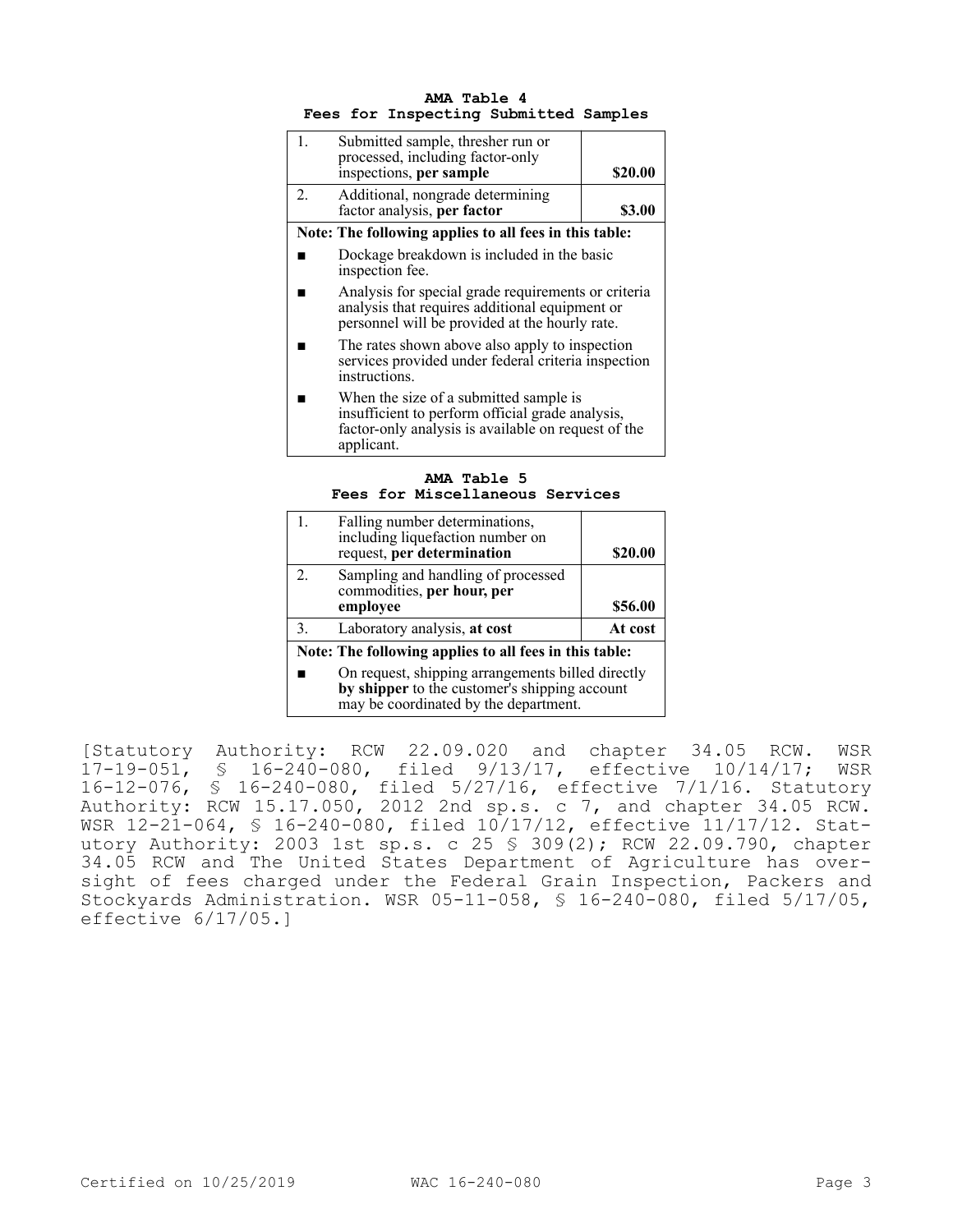**AMA Table 4**
**Fees for Inspecting Submitted Samples**

| | | |
|---|---|---|
| 1. | Submitted sample, thresher run or processed, including factor-only inspections, **per sample** | **$20.00** |
| 2. | Additional, nongrade determining factor analysis, **per factor** | **$3.00** |
| **Note: The following applies to all fees in this table:** | | |
| ■ | Dockage breakdown is included in the basic inspection fee. | |
| ■ | Analysis for special grade requirements or criteria analysis that requires additional equipment or personnel will be provided at the hourly rate. | |
| ■ | The rates shown above also apply to inspection services provided under federal criteria inspection instructions. | |
| ■ | When the size of a submitted sample is insufficient to perform official grade analysis, factor-only analysis is available on request of the applicant. | |

**AMA Table 5**
**Fees for Miscellaneous Services**

| | | |
|---|---|---|
| 1. | Falling number determinations, including liquefaction number on request, **per determination** | **$20.00** |
| 2. | Sampling and handling of processed commodities, **per hour, per employee** | **$56.00** |
| 3. | Laboratory analysis, **at cost** | **At cost** |
| **Note: The following applies to all fees in this table:** | | |
| ■ | On request, shipping arrangements billed directly **by shipper** to the customer's shipping account may be coordinated by the department. | |

[Statutory Authority: RCW 22.09.020 and chapter 34.05 RCW. WSR 17-19-051, § 16-240-080, filed 9/13/17, effective 10/14/17; WSR 16-12-076, § 16-240-080, filed 5/27/16, effective 7/1/16. Statutory Authority: RCW 15.17.050, 2012 2nd sp.s. c 7, and chapter 34.05 RCW. WSR 12-21-064, § 16-240-080, filed 10/17/12, effective 11/17/12. Statutory Authority: 2003 1st sp.s. c 25 § 309(2); RCW 22.09.790, chapter 34.05 RCW and The United States Department of Agriculture has oversight of fees charged under the Federal Grain Inspection, Packers and Stockyards Administration. WSR 05-11-058, § 16-240-080, filed 5/17/05, effective 6/17/05.]